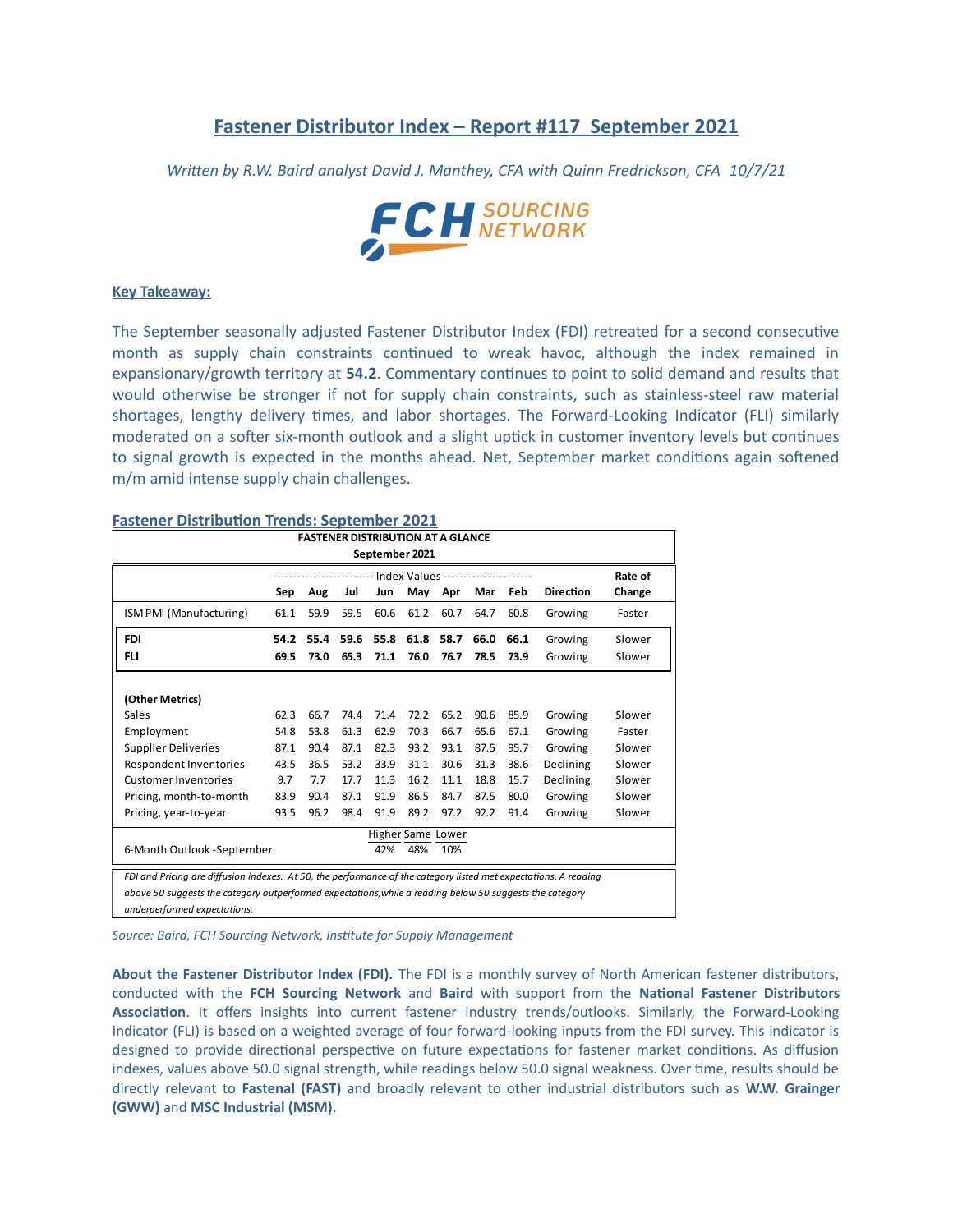# Fastener Distributor Index – Report #117 September 2021

*Written by R.W. Baird analyst David J. Manthey, CFA with Quinn Fredrickson, CFA 10/7/21*

FCH SOURCING NETWORK

**Key Takeaway:**

The September seasonally adjusted Fastener Distributor Index (FDI) retreated for a second consecutive month as supply chain constraints continued to wreak havoc, although the index remained in expansionary/growth territory at **54.2**. Commentary continues to point to solid demand and results that would otherwise be stronger if not for supply chain constraints, such as stainless-steel raw material shortages, lengthy delivery times, and labor shortages. The Forward-Looking Indicator (FLI) similarly moderated on a softer six-month outlook and a slight uptick in customer inventory levels but continues to signal growth is expected in the months ahead. Net, September market conditions again softened m/m amid intense supply chain challenges.

**Fastener Distribution Trends: September 2021**

**FASTENER DISTRIBUTION AT A GLANCE**
**September 2021**

| | Index Values | | | | | | | | | Rate of |
|---|---|---|---|---|---|---|---|---|---|---|
| | **Sep** | **Aug** | **Jul** | **Jun** | **May** | **Apr** | **Mar** | **Feb** | **Direction** | **Change** |
| ISM PMI (Manufacturing) | 61.1 | 59.9 | 59.5 | 60.6 | 61.2 | 60.7 | 64.7 | 60.8 | Growing | Faster |
| **FDI** | **54.2** | **55.4** | **59.6** | **55.8** | **61.8** | **58.7** | **66.0** | **66.1** | Growing | Slower |
| **FLI** | **69.5** | **73.0** | **65.3** | **71.1** | **76.0** | **76.7** | **78.5** | **73.9** | Growing | Slower |
| **(Other Metrics)** | | | | | | | | | | |
| Sales | 62.3 | 66.7 | 74.4 | 71.4 | 72.2 | 65.2 | 90.6 | 85.9 | Growing | Slower |
| Employment | 54.8 | 53.8 | 61.3 | 62.9 | 70.3 | 66.7 | 65.6 | 67.1 | Growing | Faster |
| Supplier Deliveries | 87.1 | 90.4 | 87.1 | 82.3 | 93.2 | 93.1 | 87.5 | 95.7 | Growing | Slower |
| Respondent Inventories | 43.5 | 36.5 | 53.2 | 33.9 | 31.1 | 30.6 | 31.3 | 38.6 | Declining | Slower |
| Customer Inventories | 9.7 | 7.7 | 17.7 | 11.3 | 16.2 | 11.1 | 18.8 | 15.7 | Declining | Slower |
| Pricing, month-to-month | 83.9 | 90.4 | 87.1 | 91.9 | 86.5 | 84.7 | 87.5 | 80.0 | Growing | Slower |
| Pricing, year-to-year | 93.5 | 96.2 | 98.4 | 91.9 | 89.2 | 97.2 | 92.2 | 91.4 | Growing | Slower |
| | | | | Higher | Same | Lower | | | | |
| 6-Month Outlook -September | | | | 42% | 48% | 10% | | | | |

*FDI and Pricing are diffusion indexes. At 50, the performance of the category listed met expectations. A reading above 50 suggests the category outperformed expectations, while a reading below 50 suggests the category underperformed expectations.*

*Source: Baird, FCH Sourcing Network, Institute for Supply Management*

**About the Fastener Distributor Index (FDI).** The FDI is a monthly survey of North American fastener distributors, conducted with the **FCH Sourcing Network** and **Baird** with support from the **National Fastener Distributors Association**. It offers insights into current fastener industry trends/outlooks. Similarly, the Forward-Looking Indicator (FLI) is based on a weighted average of four forward-looking inputs from the FDI survey. This indicator is designed to provide directional perspective on future expectations for fastener market conditions. As diffusion indexes, values above 50.0 signal strength, while readings below 50.0 signal weakness. Over time, results should be directly relevant to **Fastenal (FAST)** and broadly relevant to other industrial distributors such as **W.W. Grainger (GWW)** and **MSC Industrial (MSM)**.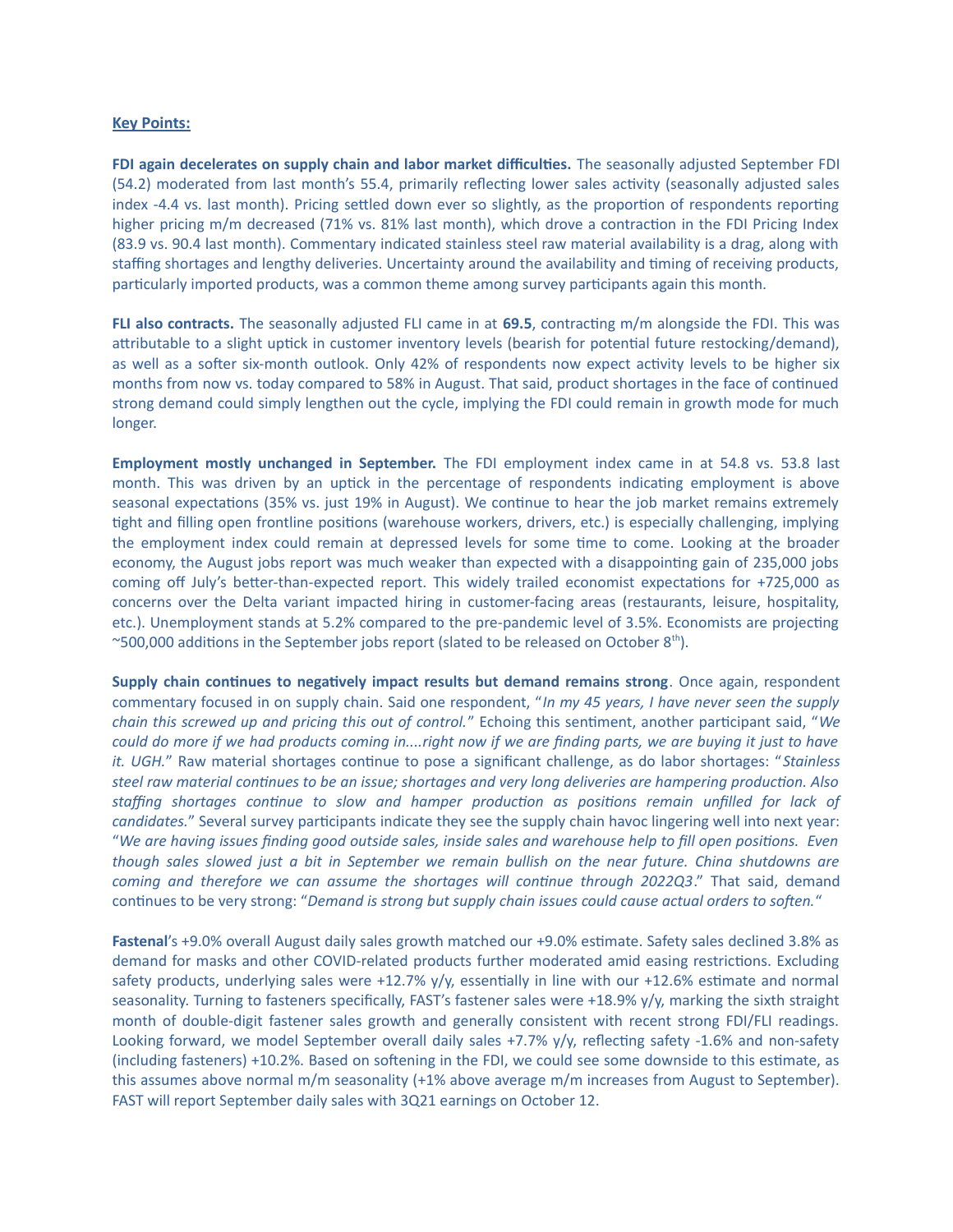**Key Points:**

**FDI again decelerates on supply chain and labor market difficulties.** The seasonally adjusted September FDI (54.2) moderated from last month's 55.4, primarily reflecting lower sales activity (seasonally adjusted sales index -4.4 vs. last month). Pricing settled down ever so slightly, as the proportion of respondents reporting higher pricing m/m decreased (71% vs. 81% last month), which drove a contraction in the FDI Pricing Index (83.9 vs. 90.4 last month). Commentary indicated stainless steel raw material availability is a drag, along with staffing shortages and lengthy deliveries. Uncertainty around the availability and timing of receiving products, particularly imported products, was a common theme among survey participants again this month.

**FLI also contracts.** The seasonally adjusted FLI came in at **69.5**, contracting m/m alongside the FDI. This was attributable to a slight uptick in customer inventory levels (bearish for potential future restocking/demand), as well as a softer six-month outlook. Only 42% of respondents now expect activity levels to be higher six months from now vs. today compared to 58% in August. That said, product shortages in the face of continued strong demand could simply lengthen out the cycle, implying the FDI could remain in growth mode for much longer.

**Employment mostly unchanged in September.** The FDI employment index came in at 54.8 vs. 53.8 last month. This was driven by an uptick in the percentage of respondents indicating employment is above seasonal expectations (35% vs. just 19% in August). We continue to hear the job market remains extremely tight and filling open frontline positions (warehouse workers, drivers, etc.) is especially challenging, implying the employment index could remain at depressed levels for some time to come. Looking at the broader economy, the August jobs report was much weaker than expected with a disappointing gain of 235,000 jobs coming off July's better-than-expected report. This widely trailed economist expectations for +725,000 as concerns over the Delta variant impacted hiring in customer-facing areas (restaurants, leisure, hospitality, etc.). Unemployment stands at 5.2% compared to the pre-pandemic level of 3.5%. Economists are projecting ~500,000 additions in the September jobs report (slated to be released on October 8th).

**Supply chain continues to negatively impact results but demand remains strong**. Once again, respondent commentary focused in on supply chain. Said one respondent, "*In my 45 years, I have never seen the supply chain this screwed up and pricing this out of control.*" Echoing this sentiment, another participant said, "*We could do more if we had products coming in....right now if we are finding parts, we are buying it just to have it. UGH.*" Raw material shortages continue to pose a significant challenge, as do labor shortages: "*Stainless steel raw material continues to be an issue; shortages and very long deliveries are hampering production. Also staffing shortages continue to slow and hamper production as positions remain unfilled for lack of candidates.*" Several survey participants indicate they see the supply chain havoc lingering well into next year: "*We are having issues finding good outside sales, inside sales and warehouse help to fill open positions. Even though sales slowed just a bit in September we remain bullish on the near future. China shutdowns are coming and therefore we can assume the shortages will continue through 2022Q3*." That said, demand continues to be very strong: "*Demand is strong but supply chain issues could cause actual orders to soften.*"

**Fastenal**'s +9.0% overall August daily sales growth matched our +9.0% estimate. Safety sales declined 3.8% as demand for masks and other COVID-related products further moderated amid easing restrictions. Excluding safety products, underlying sales were +12.7% y/y, essentially in line with our +12.6% estimate and normal seasonality. Turning to fasteners specifically, FAST's fastener sales were +18.9% y/y, marking the sixth straight month of double-digit fastener sales growth and generally consistent with recent strong FDI/FLI readings. Looking forward, we model September overall daily sales +7.7% y/y, reflecting safety -1.6% and non-safety (including fasteners) +10.2%. Based on softening in the FDI, we could see some downside to this estimate, as this assumes above normal m/m seasonality (+1% above average m/m increases from August to September). FAST will report September daily sales with 3Q21 earnings on October 12.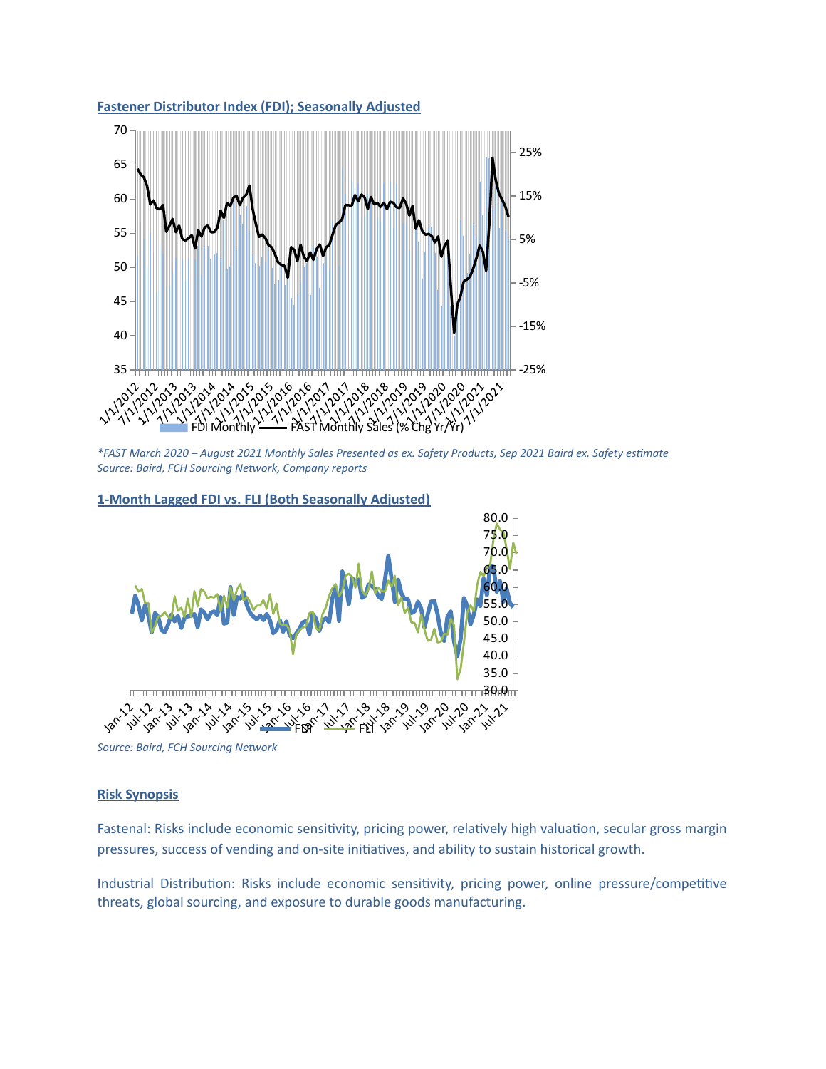**Fastener Distributor Index (FDI); Seasonally Adjusted**

*\*FAST March 2020 – August 2021 Monthly Sales Presented as ex. Safety Products, Sep 2021 Baird ex. Safety estimate*
*Source: Baird, FCH Sourcing Network, Company reports*

**1-Month Lagged FDI vs. FLI (Both Seasonally Adjusted)**

*Source: Baird, FCH Sourcing Network*

## Risk Synopsis

Fastenal: Risks include economic sensitivity, pricing power, relatively high valuation, secular gross margin pressures, success of vending and on-site initiatives, and ability to sustain historical growth.

Industrial Distribution: Risks include economic sensitivity, pricing power, online pressure/competitive threats, global sourcing, and exposure to durable goods manufacturing.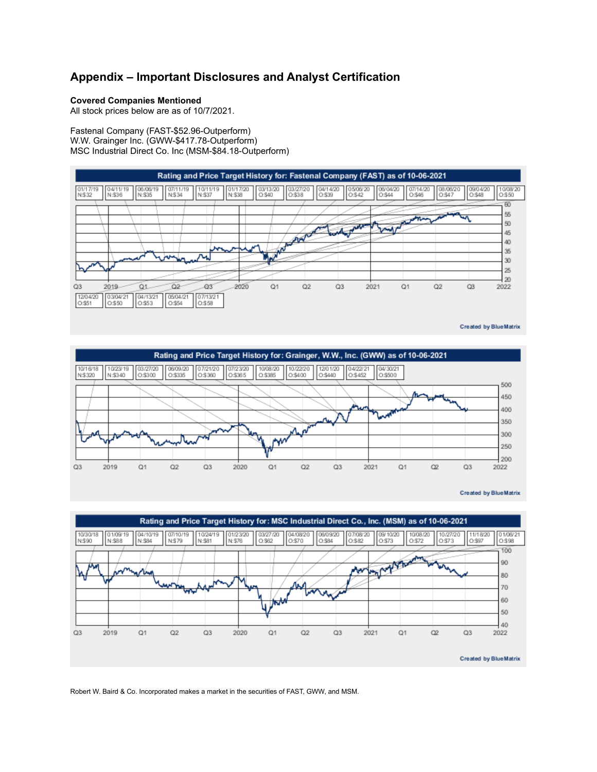## Appendix – Important Disclosures and Analyst Certification

**Covered Companies Mentioned**
All stock prices below are as of 10/7/2021.

Fastenal Company (FAST-$52.96-Outperform)
W.W. Grainger Inc. (GWW-$417.78-Outperform)
MSC Industrial Direct Co. Inc (MSM-$84.18-Outperform)

**Rating and Price Target History for: Fastenal Company (FAST) as of 10-06-2021**

| Date | Rating:Price Target |
|---|---|
| 01/17/19 | N:$32 |
| 04/11/19 | N:$36 |
| 06/06/19 | N:$35 |
| 07/11/19 | N:$34 |
| 10/11/19 | N:$37 |
| 01/17/20 | N:$38 |
| 03/13/20 | O:$40 |
| 03/27/20 | O:$38 |
| 04/14/20 | O:$39 |
| 05/06/20 | O:$42 |
| 06/04/20 | O:$44 |
| 07/14/20 | O:$46 |
| 08/06/20 | O:$47 |
| 09/04/20 | O:$48 |
| 10/08/20 | O:$50 |
| 12/04/20 | O:$51 |
| 03/04/21 | O:$50 |
| 04/13/21 | O:$53 |
| 05/04/21 | O:$54 |
| 07/13/21 | O:$58 |

Created by BlueMatrix

**Rating and Price Target History for: Grainger, W.W., Inc. (GWW) as of 10-06-2021**

| Date | Rating:Price Target |
|---|---|
| 10/16/18 | N:$320 |
| 10/23/19 | N:$340 |
| 03/27/20 | O:$300 |
| 06/09/20 | O:$335 |
| 07/21/20 | O:$360 |
| 07/23/20 | O:$365 |
| 10/08/20 | O:$385 |
| 10/22/20 | O:$400 |
| 12/01/20 | O:$440 |
| 04/22/21 | O:$452 |
| 04/30/21 | O:$500 |

Created by BlueMatrix

**Rating and Price Target History for: MSC Industrial Direct Co., Inc. (MSM) as of 10-06-2021**

| Date | Rating:Price Target |
|---|---|
| 10/30/18 | N:$90 |
| 01/09/19 | N:$88 |
| 04/10/19 | N:$84 |
| 07/10/19 | N:$79 |
| 10/24/19 | N:$81 |
| 01/23/20 | N:$76 |
| 03/27/20 | O:$62 |
| 04/08/20 | O:$70 |
| 06/09/20 | O:$84 |
| 07/08/20 | O:$82 |
| 09/10/20 | O:$73 |
| 10/08/20 | O:$72 |
| 10/27/20 | O:$73 |
| 11/18/20 | O:$97 |
| 01/06/21 | O:$98 |

Created by BlueMatrix

Robert W. Baird & Co. Incorporated makes a market in the securities of FAST, GWW, and MSM.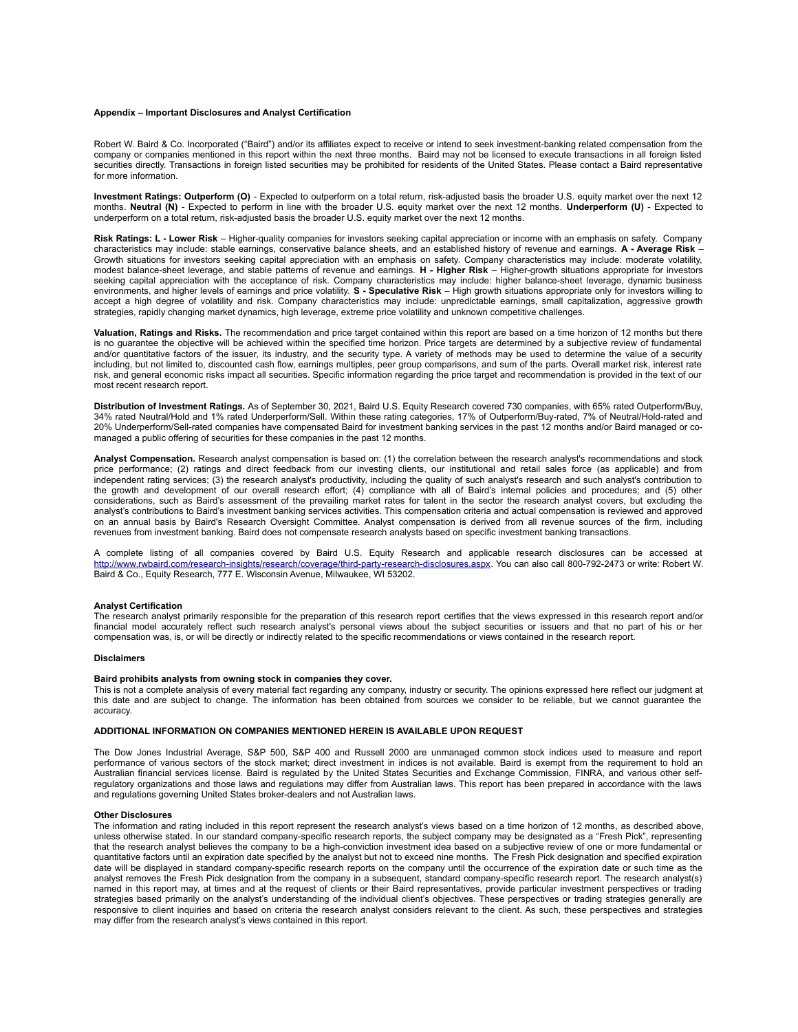## Appendix – Important Disclosures and Analyst Certification

Robert W. Baird & Co. Incorporated ("Baird") and/or its affiliates expect to receive or intend to seek investment-banking related compensation from the company or companies mentioned in this report within the next three months. Baird may not be licensed to execute transactions in all foreign listed securities directly. Transactions in foreign listed securities may be prohibited for residents of the United States. Please contact a Baird representative for more information.

**Investment Ratings: Outperform (O)** - Expected to outperform on a total return, risk-adjusted basis the broader U.S. equity market over the next 12 months. **Neutral (N)** - Expected to perform in line with the broader U.S. equity market over the next 12 months. **Underperform (U)** - Expected to underperform on a total return, risk-adjusted basis the broader U.S. equity market over the next 12 months.

**Risk Ratings: L - Lower Risk** – Higher-quality companies for investors seeking capital appreciation or income with an emphasis on safety. Company characteristics may include: stable earnings, conservative balance sheets, and an established history of revenue and earnings. **A - Average Risk** – Growth situations for investors seeking capital appreciation with an emphasis on safety. Company characteristics may include: moderate volatility, modest balance-sheet leverage, and stable patterns of revenue and earnings. **H - Higher Risk** – Higher-growth situations appropriate for investors seeking capital appreciation with the acceptance of risk. Company characteristics may include: higher balance-sheet leverage, dynamic business environments, and higher levels of earnings and price volatility. **S - Speculative Risk** – High growth situations appropriate only for investors willing to accept a high degree of volatility and risk. Company characteristics may include: unpredictable earnings, small capitalization, aggressive growth strategies, rapidly changing market dynamics, high leverage, extreme price volatility and unknown competitive challenges.

**Valuation, Ratings and Risks.** The recommendation and price target contained within this report are based on a time horizon of 12 months but there is no guarantee the objective will be achieved within the specified time horizon. Price targets are determined by a subjective review of fundamental and/or quantitative factors of the issuer, its industry, and the security type. A variety of methods may be used to determine the value of a security including, but not limited to, discounted cash flow, earnings multiples, peer group comparisons, and sum of the parts. Overall market risk, interest rate risk, and general economic risks impact all securities. Specific information regarding the price target and recommendation is provided in the text of our most recent research report.

**Distribution of Investment Ratings.** As of September 30, 2021, Baird U.S. Equity Research covered 730 companies, with 65% rated Outperform/Buy, 34% rated Neutral/Hold and 1% rated Underperform/Sell. Within these rating categories, 17% of Outperform/Buy-rated, 7% of Neutral/Hold-rated and 20% Underperform/Sell-rated companies have compensated Baird for investment banking services in the past 12 months and/or Baird managed or co-managed a public offering of securities for these companies in the past 12 months.

**Analyst Compensation.** Research analyst compensation is based on: (1) the correlation between the research analyst's recommendations and stock price performance; (2) ratings and direct feedback from our investing clients, our institutional and retail sales force (as applicable) and from independent rating services; (3) the research analyst's productivity, including the quality of such analyst's research and such analyst's contribution to the growth and development of our overall research effort; (4) compliance with all of Baird's internal policies and procedures; and (5) other considerations, such as Baird's assessment of the prevailing market rates for talent in the sector the research analyst covers, but excluding the analyst's contributions to Baird's investment banking services activities. This compensation criteria and actual compensation is reviewed and approved on an annual basis by Baird's Research Oversight Committee. Analyst compensation is derived from all revenue sources of the firm, including revenues from investment banking. Baird does not compensate research analysts based on specific investment banking transactions.

A complete listing of all companies covered by Baird U.S. Equity Research and applicable research disclosures can be accessed at http://www.rwbaird.com/research-insights/research/coverage/third-party-research-disclosures.aspx. You can also call 800-792-2473 or write: Robert W. Baird & Co., Equity Research, 777 E. Wisconsin Avenue, Milwaukee, WI 53202.

### Analyst Certification

The research analyst primarily responsible for the preparation of this research report certifies that the views expressed in this research report and/or financial model accurately reflect such research analyst's personal views about the subject securities or issuers and that no part of his or her compensation was, is, or will be directly or indirectly related to the specific recommendations or views contained in the research report.

### Disclaimers

**Baird prohibits analysts from owning stock in companies they cover.**

This is not a complete analysis of every material fact regarding any company, industry or security. The opinions expressed here reflect our judgment at this date and are subject to change. The information has been obtained from sources we consider to be reliable, but we cannot guarantee the accuracy.

**ADDITIONAL INFORMATION ON COMPANIES MENTIONED HEREIN IS AVAILABLE UPON REQUEST**

The Dow Jones Industrial Average, S&P 500, S&P 400 and Russell 2000 are unmanaged common stock indices used to measure and report performance of various sectors of the stock market; direct investment in indices is not available. Baird is exempt from the requirement to hold an Australian financial services license. Baird is regulated by the United States Securities and Exchange Commission, FINRA, and various other self-regulatory organizations and those laws and regulations may differ from Australian laws. This report has been prepared in accordance with the laws and regulations governing United States broker-dealers and not Australian laws.

### Other Disclosures

The information and rating included in this report represent the research analyst's views based on a time horizon of 12 months, as described above, unless otherwise stated. In our standard company-specific research reports, the subject company may be designated as a "Fresh Pick", representing that the research analyst believes the company to be a high-conviction investment idea based on a subjective review of one or more fundamental or quantitative factors until an expiration date specified by the analyst but not to exceed nine months. The Fresh Pick designation and specified expiration date will be displayed in standard company-specific research reports on the company until the occurrence of the expiration date or such time as the analyst removes the Fresh Pick designation from the company in a subsequent, standard company-specific research report. The research analyst(s) named in this report may, at times and at the request of clients or their Baird representatives, provide particular investment perspectives or trading strategies based primarily on the analyst's understanding of the individual client's objectives. These perspectives or trading strategies generally are responsive to client inquiries and based on criteria the research analyst considers relevant to the client. As such, these perspectives and strategies may differ from the research analyst's views contained in this report.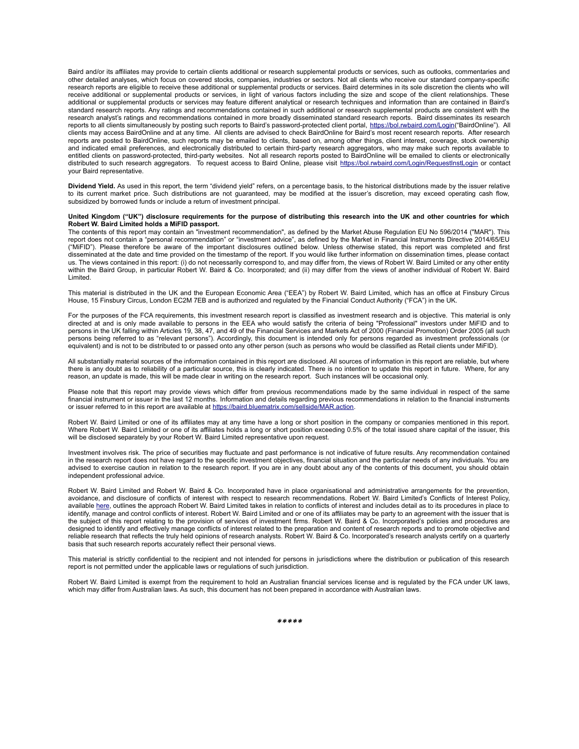Baird and/or its affiliates may provide to certain clients additional or research supplemental products or services, such as outlooks, commentaries and other detailed analyses, which focus on covered stocks, companies, industries or sectors. Not all clients who receive our standard company-specific research reports are eligible to receive these additional or supplemental products or services. Baird determines in its sole discretion the clients who will receive additional or supplemental products or services, in light of various factors including the size and scope of the client relationships. These additional or supplemental products or services may feature different analytical or research techniques and information than are contained in Baird's standard research reports. Any ratings and recommendations contained in such additional or research supplemental products are consistent with the research analyst's ratings and recommendations contained in more broadly disseminated standard research reports. Baird disseminates its research reports to all clients simultaneously by posting such reports to Baird's password-protected client portal, https://bol.rwbaird.com/Login("BairdOnline"). All clients may access BairdOnline and at any time. All clients are advised to check BairdOnline for Baird's most recent research reports. After research reports are posted to BairdOnline, such reports may be emailed to clients, based on, among other things, client interest, coverage, stock ownership and indicated email preferences, and electronically distributed to certain third-party research aggregators, who may make such reports available to entitled clients on password-protected, third-party websites. Not all research reports posted to BairdOnline will be emailed to clients or electronically distributed to such research aggregators. To request access to Baird Online, please visit https://bol.rwbaird.com/Login/RequestInstLogin or contact your Baird representative.

**Dividend Yield.** As used in this report, the term "dividend yield" refers, on a percentage basis, to the historical distributions made by the issuer relative to its current market price. Such distributions are not guaranteed, may be modified at the issuer's discretion, may exceed operating cash flow, subsidized by borrowed funds or include a return of investment principal.

**United Kingdom ("UK") disclosure requirements for the purpose of distributing this research into the UK and other countries for which Robert W. Baird Limited holds a MiFID passport.**

The contents of this report may contain an "investment recommendation", as defined by the Market Abuse Regulation EU No 596/2014 ("MAR"). This report does not contain a "personal recommendation" or "investment advice", as defined by the Market in Financial Instruments Directive 2014/65/EU ("MiFID"). Please therefore be aware of the important disclosures outlined below. Unless otherwise stated, this report was completed and first disseminated at the date and time provided on the timestamp of the report. If you would like further information on dissemination times, please contact us. The views contained in this report: (i) do not necessarily correspond to, and may differ from, the views of Robert W. Baird Limited or any other entity within the Baird Group, in particular Robert W. Baird & Co. Incorporated; and (ii) may differ from the views of another individual of Robert W. Baird Limited.

This material is distributed in the UK and the European Economic Area ("EEA") by Robert W. Baird Limited, which has an office at Finsbury Circus House, 15 Finsbury Circus, London EC2M 7EB and is authorized and regulated by the Financial Conduct Authority ("FCA") in the UK.

For the purposes of the FCA requirements, this investment research report is classified as investment research and is objective. This material is only directed at and is only made available to persons in the EEA who would satisfy the criteria of being "Professional" investors under MiFID and to persons in the UK falling within Articles 19, 38, 47, and 49 of the Financial Services and Markets Act of 2000 (Financial Promotion) Order 2005 (all such persons being referred to as "relevant persons"). Accordingly, this document is intended only for persons regarded as investment professionals (or equivalent) and is not to be distributed to or passed onto any other person (such as persons who would be classified as Retail clients under MiFID).

All substantially material sources of the information contained in this report are disclosed. All sources of information in this report are reliable, but where there is any doubt as to reliability of a particular source, this is clearly indicated. There is no intention to update this report in future. Where, for any reason, an update is made, this will be made clear in writing on the research report. Such instances will be occasional only.

Please note that this report may provide views which differ from previous recommendations made by the same individual in respect of the same financial instrument or issuer in the last 12 months. Information and details regarding previous recommendations in relation to the financial instruments or issuer referred to in this report are available at https://baird.bluematrix.com/sellside/MAR.action.

Robert W. Baird Limited or one of its affiliates may at any time have a long or short position in the company or companies mentioned in this report. Where Robert W. Baird Limited or one of its affiliates holds a long or short position exceeding 0.5% of the total issued share capital of the issuer, this will be disclosed separately by your Robert W. Baird Limited representative upon request.

Investment involves risk. The price of securities may fluctuate and past performance is not indicative of future results. Any recommendation contained in the research report does not have regard to the specific investment objectives, financial situation and the particular needs of any individuals. You are advised to exercise caution in relation to the research report. If you are in any doubt about any of the contents of this document, you should obtain independent professional advice.

Robert W. Baird Limited and Robert W. Baird & Co. Incorporated have in place organisational and administrative arrangements for the prevention, avoidance, and disclosure of conflicts of interest with respect to research recommendations. Robert W. Baird Limited's Conflicts of Interest Policy, available here, outlines the approach Robert W. Baird Limited takes in relation to conflicts of interest and includes detail as to its procedures in place to identify, manage and control conflicts of interest. Robert W. Baird Limited and or one of its affiliates may be party to an agreement with the issuer that is the subject of this report relating to the provision of services of investment firms. Robert W. Baird & Co. Incorporated's policies and procedures are designed to identify and effectively manage conflicts of interest related to the preparation and content of research reports and to promote objective and reliable research that reflects the truly held opinions of research analysts. Robert W. Baird & Co. Incorporated's research analysts certify on a quarterly basis that such research reports accurately reflect their personal views.

This material is strictly confidential to the recipient and not intended for persons in jurisdictions where the distribution or publication of this research report is not permitted under the applicable laws or regulations of such jurisdiction.

Robert W. Baird Limited is exempt from the requirement to hold an Australian financial services license and is regulated by the FCA under UK laws, which may differ from Australian laws. As such, this document has not been prepared in accordance with Australian laws.

*****